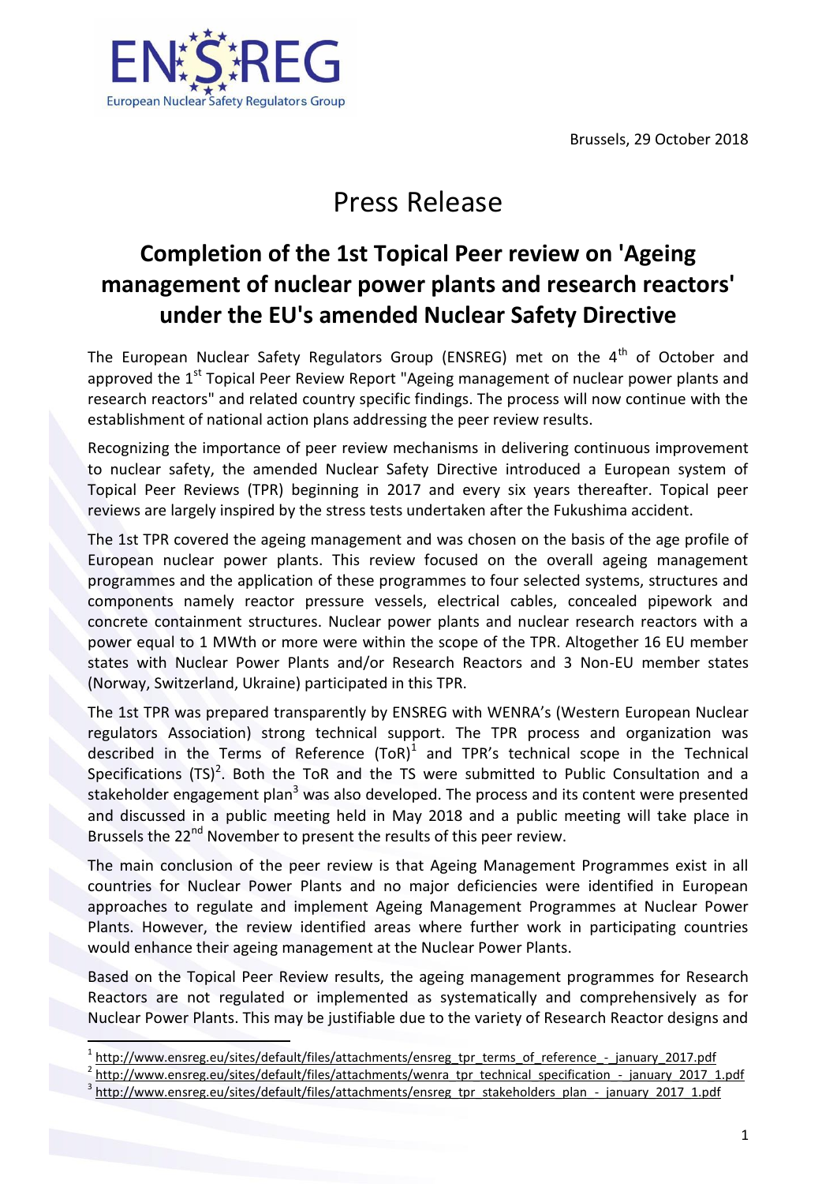Brussels, 29 October 2018

# Press Release

## Completion of the 1st Topical Peer review on 'Ageing management of nuclear power plants and research reactors' under the EU's amended Nuclear Safety Directive

The European Nuclear Safety Regulators Group (ENSREG) met on the 4th of October and approved the 1st Topical Peer Review Report "Ageing management of nuclear power plants and research reactors" and related country specific findings. The process will now continue with the establishment of national action plans addressing the peer review results.

Recognizing the importance of peer review mechanisms in delivering continuous improvement to nuclear safety, the amended Nuclear Safety Directive introduced a European system of Topical Peer Reviews (TPR) beginning in 2017 and every six years thereafter. Topical peer reviews are largely inspired by the stress tests undertaken after the Fukushima accident.

The 1st TPR covered the ageing management and was chosen on the basis of the age profile of European nuclear power plants. This review focused on the overall ageing management programmes and the application of these programmes to four selected systems, structures and components namely reactor pressure vessels, electrical cables, concealed pipework and concrete containment structures. Nuclear power plants and nuclear research reactors with a power equal to 1 MWth or more were within the scope of the TPR. Altogether 16 EU member states with Nuclear Power Plants and/or Research Reactors and 3 Non-EU member states (Norway, Switzerland, Ukraine) participated in this TPR.

The 1st TPR was prepared transparently by ENSREG with WENRA's (Western European Nuclear regulators Association) strong technical support. The TPR process and organization was described in the Terms of Reference (ToR)[1] and TPR's technical scope in the Technical Specifications (TS)[2]. Both the ToR and the TS were submitted to Public Consultation and a stakeholder engagement plan[3] was also developed. The process and its content were presented and discussed in a public meeting held in May 2018 and a public meeting will take place in Brussels the 22nd November to present the results of this peer review.

The main conclusion of the peer review is that Ageing Management Programmes exist in all countries for Nuclear Power Plants and no major deficiencies were identified in European approaches to regulate and implement Ageing Management Programmes at Nuclear Power Plants. However, the review identified areas where further work in participating countries would enhance their ageing management at the Nuclear Power Plants.

Based on the Topical Peer Review results, the ageing management programmes for Research Reactors are not regulated or implemented as systematically and comprehensively as for Nuclear Power Plants. This may be justifiable due to the variety of Research Reactor designs and

---

[1] http://www.ensreg.eu/sites/default/files/attachments/ensreg_tpr_terms_of_reference_-_january_2017.pdf

[2] http://www.ensreg.eu/sites/default/files/attachments/wenra_tpr_technical_specification_-_january_2017_1.pdf

[3] http://www.ensreg.eu/sites/default/files/attachments/ensreg_tpr_stakeholders_plan_-_january_2017_1.pdf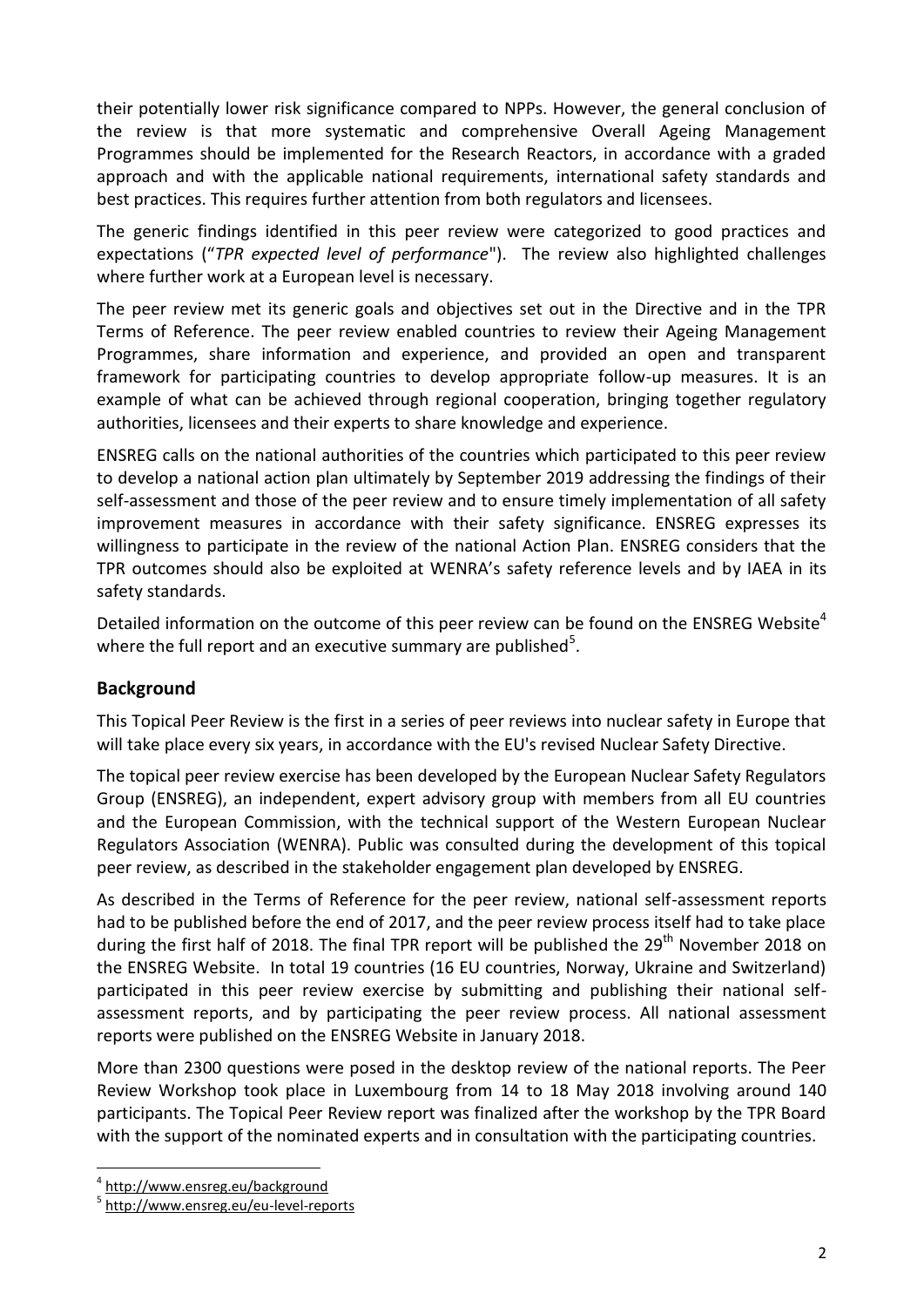their potentially lower risk significance compared to NPPs. However, the general conclusion of the review is that more systematic and comprehensive Overall Ageing Management Programmes should be implemented for the Research Reactors, in accordance with a graded approach and with the applicable national requirements, international safety standards and best practices. This requires further attention from both regulators and licensees.

The generic findings identified in this peer review were categorized to good practices and expectations ("*TPR expected level of performance*"). The review also highlighted challenges where further work at a European level is necessary.

The peer review met its generic goals and objectives set out in the Directive and in the TPR Terms of Reference. The peer review enabled countries to review their Ageing Management Programmes, share information and experience, and provided an open and transparent framework for participating countries to develop appropriate follow-up measures. It is an example of what can be achieved through regional cooperation, bringing together regulatory authorities, licensees and their experts to share knowledge and experience.

ENSREG calls on the national authorities of the countries which participated to this peer review to develop a national action plan ultimately by September 2019 addressing the findings of their self-assessment and those of the peer review and to ensure timely implementation of all safety improvement measures in accordance with their safety significance. ENSREG expresses its willingness to participate in the review of the national Action Plan. ENSREG considers that the TPR outcomes should also be exploited at WENRA's safety reference levels and by IAEA in its safety standards.

Detailed information on the outcome of this peer review can be found on the ENSREG Website[4] where the full report and an executive summary are published[5].

## Background

This Topical Peer Review is the first in a series of peer reviews into nuclear safety in Europe that will take place every six years, in accordance with the EU's revised Nuclear Safety Directive.

The topical peer review exercise has been developed by the European Nuclear Safety Regulators Group (ENSREG), an independent, expert advisory group with members from all EU countries and the European Commission, with the technical support of the Western European Nuclear Regulators Association (WENRA). Public was consulted during the development of this topical peer review, as described in the stakeholder engagement plan developed by ENSREG.

As described in the Terms of Reference for the peer review, national self-assessment reports had to be published before the end of 2017, and the peer review process itself had to take place during the first half of 2018. The final TPR report will be published the 29th November 2018 on the ENSREG Website. In total 19 countries (16 EU countries, Norway, Ukraine and Switzerland) participated in this peer review exercise by submitting and publishing their national self-assessment reports, and by participating the peer review process. All national assessment reports were published on the ENSREG Website in January 2018.

More than 2300 questions were posed in the desktop review of the national reports. The Peer Review Workshop took place in Luxembourg from 14 to 18 May 2018 involving around 140 participants. The Topical Peer Review report was finalized after the workshop by the TPR Board with the support of the nominated experts and in consultation with the participating countries.

---

[4] http://www.ensreg.eu/background

[5] http://www.ensreg.eu/eu-level-reports